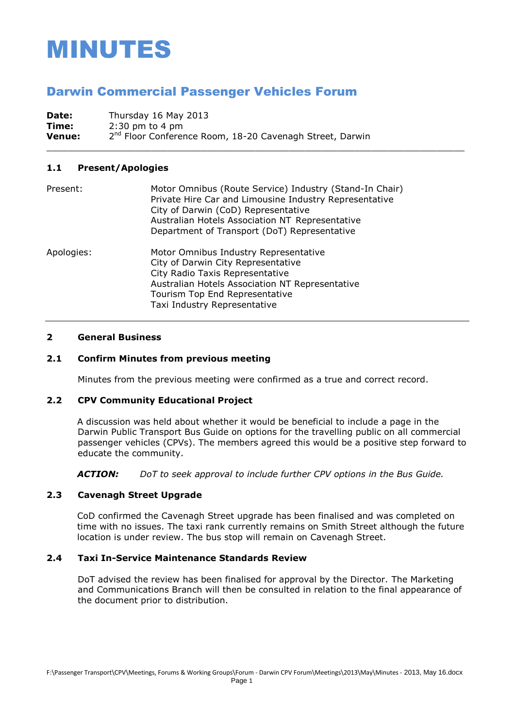# MINUTES

## Darwin Commercial Passenger Vehicles Forum

**Date:** Thursday 16 May 2013
**Time:** 2:30 pm to 4 pm
**Venue:** 2nd Floor Conference Room, 18-20 Cavenagh Street, Darwin

### 1.1 Present/Apologies

Present:
- Motor Omnibus (Route Service) Industry (Stand-In Chair)
- Private Hire Car and Limousine Industry Representative
- City of Darwin (CoD) Representative
- Australian Hotels Association NT Representative
- Department of Transport (DoT) Representative

Apologies:
- Motor Omnibus Industry Representative
- City of Darwin City Representative
- City Radio Taxis Representative
- Australian Hotels Association NT Representative
- Tourism Top End Representative
- Taxi Industry Representative

### 2 General Business

### 2.1 Confirm Minutes from previous meeting

Minutes from the previous meeting were confirmed as a true and correct record.

### 2.2 CPV Community Educational Project

A discussion was held about whether it would be beneficial to include a page in the Darwin Public Transport Bus Guide on options for the travelling public on all commercial passenger vehicles (CPVs). The members agreed this would be a positive step forward to educate the community.

***ACTION:*** *DoT to seek approval to include further CPV options in the Bus Guide.*

### 2.3 Cavenagh Street Upgrade

CoD confirmed the Cavenagh Street upgrade has been finalised and was completed on time with no issues. The taxi rank currently remains on Smith Street although the future location is under review. The bus stop will remain on Cavenagh Street.

### 2.4 Taxi In-Service Maintenance Standards Review

DoT advised the review has been finalised for approval by the Director. The Marketing and Communications Branch will then be consulted in relation to the final appearance of the document prior to distribution.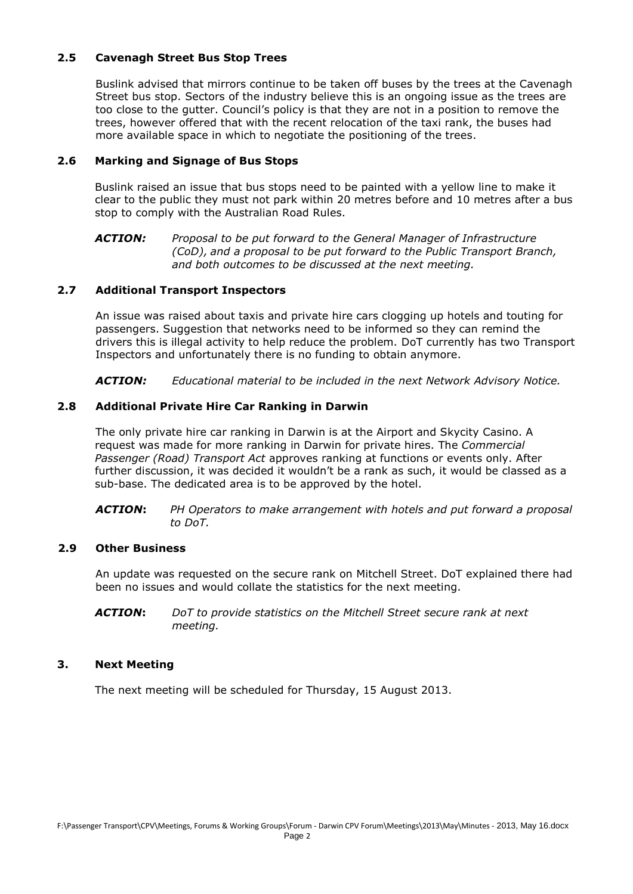### 2.5 Cavenagh Street Bus Stop Trees

Buslink advised that mirrors continue to be taken off buses by the trees at the Cavenagh Street bus stop. Sectors of the industry believe this is an ongoing issue as the trees are too close to the gutter. Council's policy is that they are not in a position to remove the trees, however offered that with the recent relocation of the taxi rank, the buses had more available space in which to negotiate the positioning of the trees.

### 2.6 Marking and Signage of Bus Stops

Buslink raised an issue that bus stops need to be painted with a yellow line to make it clear to the public they must not park within 20 metres before and 10 metres after a bus stop to comply with the Australian Road Rules.

***ACTION:*** *Proposal to be put forward to the General Manager of Infrastructure (CoD), and a proposal to be put forward to the Public Transport Branch, and both outcomes to be discussed at the next meeting.*

### 2.7 Additional Transport Inspectors

An issue was raised about taxis and private hire cars clogging up hotels and touting for passengers. Suggestion that networks need to be informed so they can remind the drivers this is illegal activity to help reduce the problem. DoT currently has two Transport Inspectors and unfortunately there is no funding to obtain anymore.

***ACTION:*** *Educational material to be included in the next Network Advisory Notice.*

### 2.8 Additional Private Hire Car Ranking in Darwin

The only private hire car ranking in Darwin is at the Airport and Skycity Casino. A request was made for more ranking in Darwin for private hires. The *Commercial Passenger (Road) Transport Act* approves ranking at functions or events only. After further discussion, it was decided it wouldn't be a rank as such, it would be classed as a sub-base. The dedicated area is to be approved by the hotel.

***ACTION*****:** *PH Operators to make arrangement with hotels and put forward a proposal to DoT.*

### 2.9 Other Business

An update was requested on the secure rank on Mitchell Street. DoT explained there had been no issues and would collate the statistics for the next meeting.

***ACTION*****:** *DoT to provide statistics on the Mitchell Street secure rank at next meeting.*

## 3. Next Meeting

The next meeting will be scheduled for Thursday, 15 August 2013.